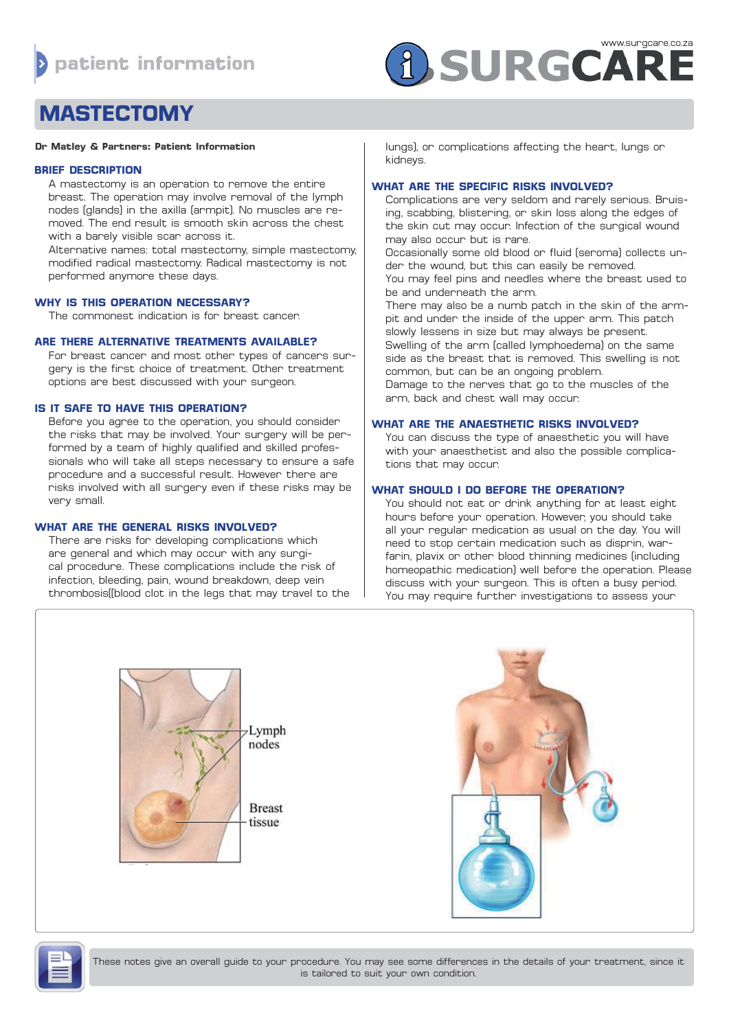patient information

www.surgcare.co.za

# MASTECTOMY

**Dr Matley & Partners: Patient Information**

## BRIEF DESCRIPTION

A mastectomy is an operation to remove the entire breast. The operation may involve removal of the lymph nodes (glands) in the axilla (armpit). No muscles are removed. The end result is smooth skin across the chest with a barely visible scar across it.

Alternative names: total mastectomy, simple mastectomy, modified radical mastectomy. Radical mastectomy is not performed anymore these days.

## WHY IS THIS OPERATION NECESSARY?

The commonest indication is for breast cancer.

## ARE THERE ALTERNATIVE TREATMENTS AVAILABLE?

For breast cancer and most other types of cancers surgery is the first choice of treatment. Other treatment options are best discussed with your surgeon.

## IS IT SAFE TO HAVE THIS OPERATION?

Before you agree to the operation, you should consider the risks that may be involved. Your surgery will be performed by a team of highly qualified and skilled professionals who will take all steps necessary to ensure a safe procedure and a successful result. However there are risks involved with all surgery even if these risks may be very small.

## WHAT ARE THE GENERAL RISKS INVOLVED?

There are risks for developing complications which are general and which may occur with any surgical procedure. These complications include the risk of infection, bleeding, pain, wound breakdown, deep vein thrombosis((blood clot in the legs that may travel to the lungs), or complications affecting the heart, lungs or kidneys.

## WHAT ARE THE SPECIFIC RISKS INVOLVED?

Complications are very seldom and rarely serious. Bruising, scabbing, blistering, or skin loss along the edges of the skin cut may occur. Infection of the surgical wound may also occur but is rare.

Occasionally some old blood or fluid (seroma) collects under the wound, but this can easily be removed.

You may feel pins and needles where the breast used to be and underneath the arm.

There may also be a numb patch in the skin of the armpit and under the inside of the upper arm. This patch slowly lessens in size but may always be present.

Swelling of the arm (called lymphoedema) on the same side as the breast that is removed. This swelling is not common, but can be an ongoing problem.

Damage to the nerves that go to the muscles of the arm, back and chest wall may occur.

## WHAT ARE THE ANAESTHETIC RISKS INVOLVED?

You can discuss the type of anaesthetic you will have with your anaesthetist and also the possible complications that may occur.

## WHAT SHOULD I DO BEFORE THE OPERATION?

You should not eat or drink anything for at least eight hours before your operation. However, you should take all your regular medication as usual on the day. You will need to stop certain medication such as disprin, warfarin, plavix or other blood thinning medicines (including homeopathic medication) well before the operation. Please discuss with your surgeon. This is often a busy period. You may require further investigations to assess your

Lymph nodes

Breast tissue

These notes give an overall guide to your procedure. You may see some differences in the details of your treatment, since it is tailored to suit your own condition.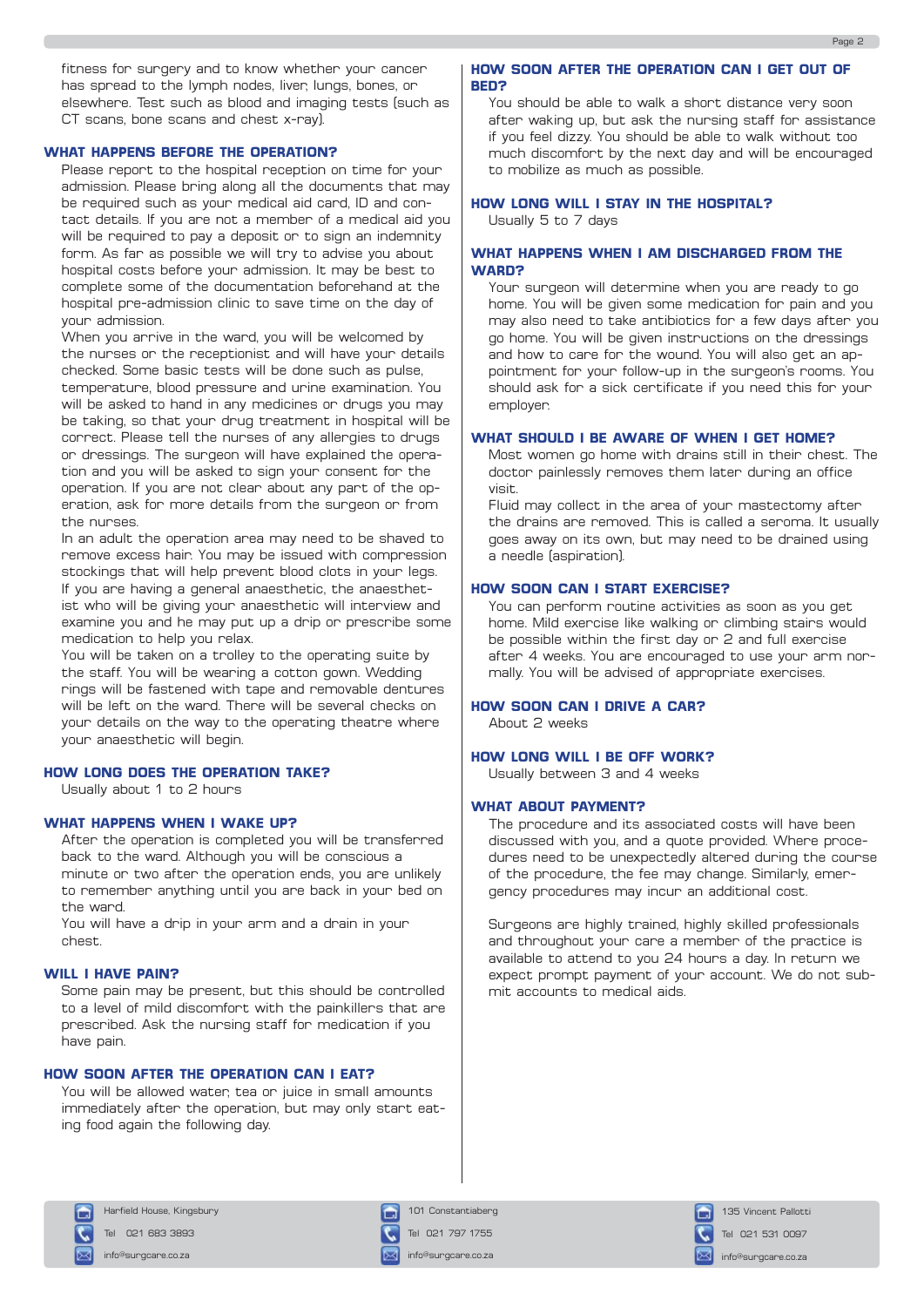fitness for surgery and to know whether your cancer has spread to the lymph nodes, liver, lungs, bones, or elsewhere. Test such as blood and imaging tests (such as CT scans, bone scans and chest x-ray).

## WHAT HAPPENS BEFORE THE OPERATION?

Please report to the hospital reception on time for your admission. Please bring along all the documents that may be required such as your medical aid card, ID and contact details. If you are not a member of a medical aid you will be required to pay a deposit or to sign an indemnity form. As far as possible we will try to advise you about hospital costs before your admission. It may be best to complete some of the documentation beforehand at the hospital pre-admission clinic to save time on the day of your admission.

When you arrive in the ward, you will be welcomed by the nurses or the receptionist and will have your details checked. Some basic tests will be done such as pulse, temperature, blood pressure and urine examination. You will be asked to hand in any medicines or drugs you may be taking, so that your drug treatment in hospital will be correct. Please tell the nurses of any allergies to drugs or dressings. The surgeon will have explained the operation and you will be asked to sign your consent for the operation. If you are not clear about any part of the operation, ask for more details from the surgeon or from the nurses.

In an adult the operation area may need to be shaved to remove excess hair. You may be issued with compression stockings that will help prevent blood clots in your legs. If you are having a general anaesthetic, the anaesthetist who will be giving your anaesthetic will interview and examine you and he may put up a drip or prescribe some medication to help you relax.

You will be taken on a trolley to the operating suite by the staff. You will be wearing a cotton gown. Wedding rings will be fastened with tape and removable dentures will be left on the ward. There will be several checks on your details on the way to the operating theatre where your anaesthetic will begin.

## HOW LONG DOES THE OPERATION TAKE?

Usually about 1 to 2 hours

## WHAT HAPPENS WHEN I WAKE UP?

After the operation is completed you will be transferred back to the ward. Although you will be conscious a minute or two after the operation ends, you are unlikely to remember anything until you are back in your bed on the ward.

You will have a drip in your arm and a drain in your chest.

## WILL I HAVE PAIN?

Some pain may be present, but this should be controlled to a level of mild discomfort with the painkillers that are prescribed. Ask the nursing staff for medication if you have pain.

## HOW SOON AFTER THE OPERATION CAN I EAT?

You will be allowed water, tea or juice in small amounts immediately after the operation, but may only start eating food again the following day.

## HOW SOON AFTER THE OPERATION CAN I GET OUT OF BED?

You should be able to walk a short distance very soon after waking up, but ask the nursing staff for assistance if you feel dizzy. You should be able to walk without too much discomfort by the next day and will be encouraged to mobilize as much as possible.

## HOW LONG WILL I STAY IN THE HOSPITAL?

Usually 5 to 7 days

## WHAT HAPPENS WHEN I AM DISCHARGED FROM THE WARD?

Your surgeon will determine when you are ready to go home. You will be given some medication for pain and you may also need to take antibiotics for a few days after you go home. You will be given instructions on the dressings and how to care for the wound. You will also get an appointment for your follow-up in the surgeon's rooms. You should ask for a sick certificate if you need this for your employer.

## WHAT SHOULD I BE AWARE OF WHEN I GET HOME?

Most women go home with drains still in their chest. The doctor painlessly removes them later during an office visit.

Fluid may collect in the area of your mastectomy after the drains are removed. This is called a seroma. It usually goes away on its own, but may need to be drained using a needle (aspiration).

## HOW SOON CAN I START EXERCISE?

You can perform routine activities as soon as you get home. Mild exercise like walking or climbing stairs would be possible within the first day or 2 and full exercise after 4 weeks. You are encouraged to use your arm normally. You will be advised of appropriate exercises.

## HOW SOON CAN I DRIVE A CAR?

About 2 weeks

## HOW LONG WILL I BE OFF WORK?

Usually between 3 and 4 weeks

## WHAT ABOUT PAYMENT?

The procedure and its associated costs will have been discussed with you, and a quote provided. Where procedures need to be unexpectedly altered during the course of the procedure, the fee may change. Similarly, emergency procedures may incur an additional cost.

Surgeons are highly trained, highly skilled professionals and throughout your care a member of the practice is available to attend to you 24 hours a day. In return we expect prompt payment of your account. We do not submit accounts to medical aids.

Harfield House, Kingsbury
Tel 021 683 3893
info@surgcare.co.za

101 Constantiaberg
Tel 021 797 1755
info@surgcare.co.za

135 Vincent Pallotti
Tel 021 531 0097
info@surgcare.co.za